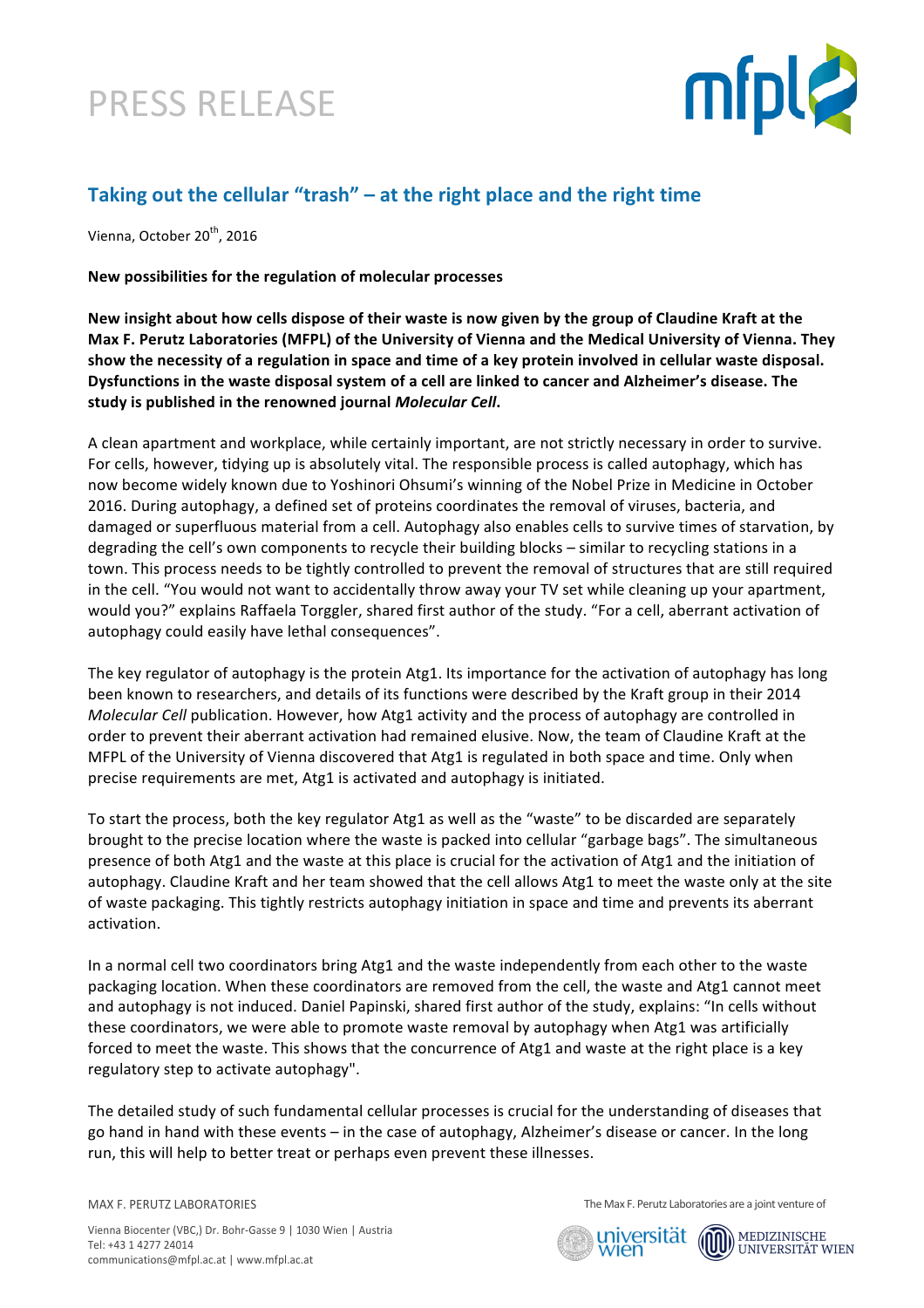# PRESS RELEASE

## Taking out the cellular "trash" – at the right place and the right time

Vienna, October 20th, 2016

**New possibilities for the regulation of molecular processes**

**New insight about how cells dispose of their waste is now given by the group of Claudine Kraft at the Max F. Perutz Laboratories (MFPL) of the University of Vienna and the Medical University of Vienna. They show the necessity of a regulation in space and time of a key protein involved in cellular waste disposal. Dysfunctions in the waste disposal system of a cell are linked to cancer and Alzheimer's disease. The study is published in the renowned journal *Molecular Cell*.**

A clean apartment and workplace, while certainly important, are not strictly necessary in order to survive. For cells, however, tidying up is absolutely vital. The responsible process is called autophagy, which has now become widely known due to Yoshinori Ohsumi's winning of the Nobel Prize in Medicine in October 2016. During autophagy, a defined set of proteins coordinates the removal of viruses, bacteria, and damaged or superfluous material from a cell. Autophagy also enables cells to survive times of starvation, by degrading the cell's own components to recycle their building blocks – similar to recycling stations in a town. This process needs to be tightly controlled to prevent the removal of structures that are still required in the cell. "You would not want to accidentally throw away your TV set while cleaning up your apartment, would you?" explains Raffaela Torggler, shared first author of the study. "For a cell, aberrant activation of autophagy could easily have lethal consequences".

The key regulator of autophagy is the protein Atg1. Its importance for the activation of autophagy has long been known to researchers, and details of its functions were described by the Kraft group in their 2014 *Molecular Cell* publication. However, how Atg1 activity and the process of autophagy are controlled in order to prevent their aberrant activation had remained elusive. Now, the team of Claudine Kraft at the MFPL of the University of Vienna discovered that Atg1 is regulated in both space and time. Only when precise requirements are met, Atg1 is activated and autophagy is initiated.

To start the process, both the key regulator Atg1 as well as the "waste" to be discarded are separately brought to the precise location where the waste is packed into cellular "garbage bags". The simultaneous presence of both Atg1 and the waste at this place is crucial for the activation of Atg1 and the initiation of autophagy. Claudine Kraft and her team showed that the cell allows Atg1 to meet the waste only at the site of waste packaging. This tightly restricts autophagy initiation in space and time and prevents its aberrant activation.

In a normal cell two coordinators bring Atg1 and the waste independently from each other to the waste packaging location. When these coordinators are removed from the cell, the waste and Atg1 cannot meet and autophagy is not induced. Daniel Papinski, shared first author of the study, explains: "In cells without these coordinators, we were able to promote waste removal by autophagy when Atg1 was artificially forced to meet the waste. This shows that the concurrence of Atg1 and waste at the right place is a key regulatory step to activate autophagy".

The detailed study of such fundamental cellular processes is crucial for the understanding of diseases that go hand in hand with these events – in the case of autophagy, Alzheimer's disease or cancer. In the long run, this will help to better treat or perhaps even prevent these illnesses.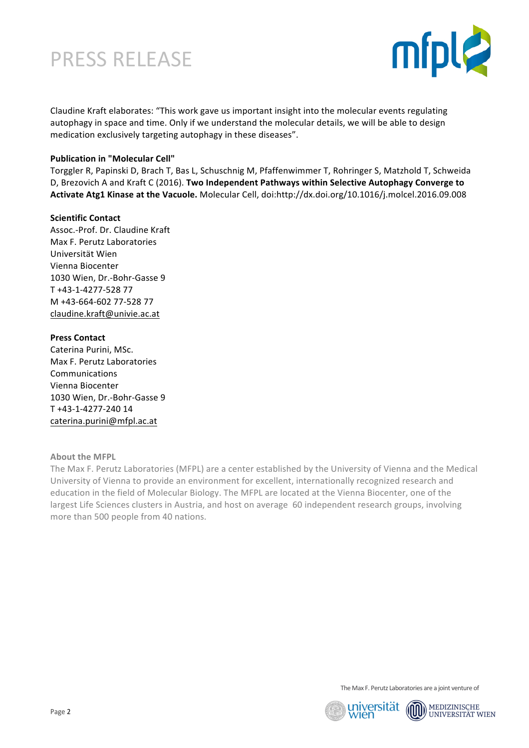Claudine Kraft elaborates: "This work gave us important insight into the molecular events regulating autophagy in space and time. Only if we understand the molecular details, we will be able to design medication exclusively targeting autophagy in these diseases".

**Publication in "Molecular Cell"**

Torggler R, Papinski D, Brach T, Bas L, Schuschnig M, Pfaffenwimmer T, Rohringer S, Matzhold T, Schweida D, Brezovich A and Kraft C (2016). **Two Independent Pathways within Selective Autophagy Converge to Activate Atg1 Kinase at the Vacuole.** Molecular Cell, doi:http://dx.doi.org/10.1016/j.molcel.2016.09.008

**Scientific Contact**

Assoc.-Prof. Dr. Claudine Kraft
Max F. Perutz Laboratories
Universität Wien
Vienna Biocenter
1030 Wien, Dr.-Bohr-Gasse 9
T +43-1-4277-528 77
M +43-664-602 77-528 77
claudine.kraft@univie.ac.at

**Press Contact**

Caterina Purini, MSc.
Max F. Perutz Laboratories
Communications
Vienna Biocenter
1030 Wien, Dr.-Bohr-Gasse 9
T +43-1-4277-240 14
caterina.purini@mfpl.ac.at

**About the MFPL**

The Max F. Perutz Laboratories (MFPL) are a center established by the University of Vienna and the Medical University of Vienna to provide an environment for excellent, internationally recognized research and education in the field of Molecular Biology. The MFPL are located at the Vienna Biocenter, one of the largest Life Sciences clusters in Austria, and host on average 60 independent research groups, involving more than 500 people from 40 nations.

The Max F. Perutz Laboratories are a joint venture of universität wien and MEDIZINISCHE UNIVERSITÄT WIEN